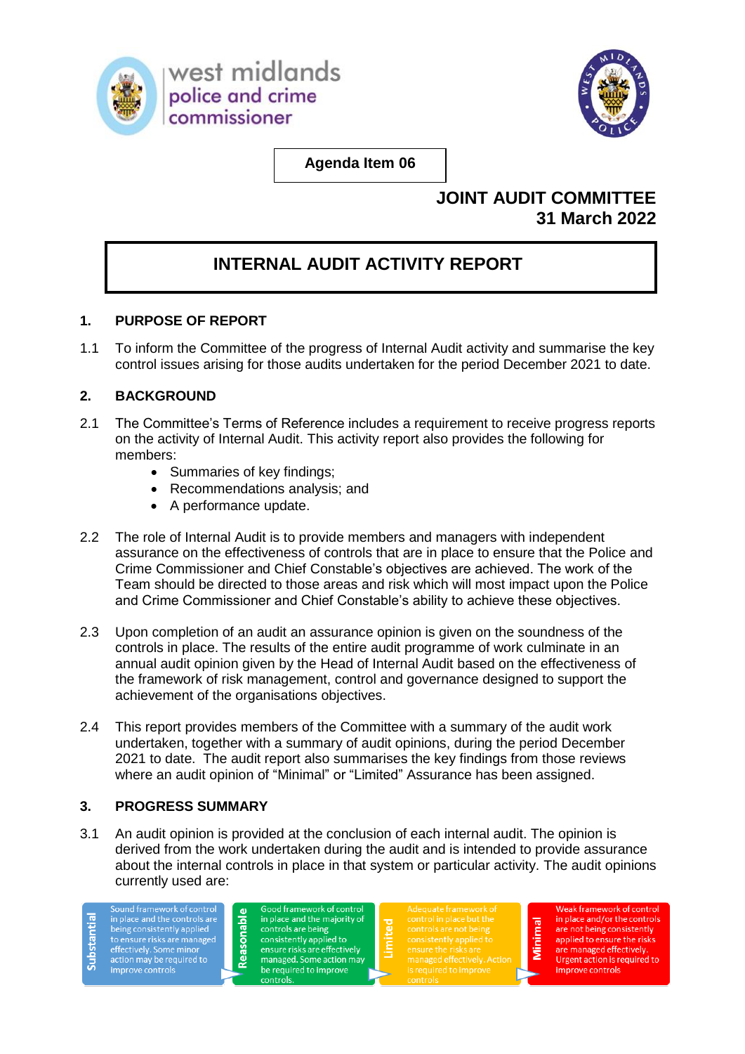west midlands police and crime commissioner

**Agenda Item 06**

**JOINT AUDIT COMMITTEE**
**31 March 2022**

# INTERNAL AUDIT ACTIVITY REPORT

## 1. PURPOSE OF REPORT

1.1 To inform the Committee of the progress of Internal Audit activity and summarise the key control issues arising for those audits undertaken for the period December 2021 to date.

## 2. BACKGROUND

2.1 The Committee's Terms of Reference includes a requirement to receive progress reports on the activity of Internal Audit. This activity report also provides the following for members:

- Summaries of key findings;
- Recommendations analysis; and
- A performance update.

2.2 The role of Internal Audit is to provide members and managers with independent assurance on the effectiveness of controls that are in place to ensure that the Police and Crime Commissioner and Chief Constable's objectives are achieved. The work of the Team should be directed to those areas and risk which will most impact upon the Police and Crime Commissioner and Chief Constable's ability to achieve these objectives.

2.3 Upon completion of an audit an assurance opinion is given on the soundness of the controls in place. The results of the entire audit programme of work culminate in an annual audit opinion given by the Head of Internal Audit based on the effectiveness of the framework of risk management, control and governance designed to support the achievement of the organisations objectives.

2.4 This report provides members of the Committee with a summary of the audit work undertaken, together with a summary of audit opinions, during the period December 2021 to date. The audit report also summarises the key findings from those reviews where an audit opinion of "Minimal" or "Limited" Assurance has been assigned.

## 3. PROGRESS SUMMARY

3.1 An audit opinion is provided at the conclusion of each internal audit. The opinion is derived from the work undertaken during the audit and is intended to provide assurance about the internal controls in place in that system or particular activity. The audit opinions currently used are:

| Opinion | Description |
|---|---|
| Substantial | Sound framework of control in place and the controls are being consistently applied to ensure risks are managed effectively. Some minor action may be required to improve controls |
| Reasonable | Good framework of control in place and the majority of controls are being consistently applied to ensure risks are effectively managed. Some action may be required to improve controls. |
| Limited | Adequate framework of control in place but the controls are not being consistently applied to ensure the risks are managed effectively. Action is required to improve controls |
| Minimal | Weak framework of control in place and/or the controls are not being consistently applied to ensure the risks are managed effectively. Urgent action is required to improve controls |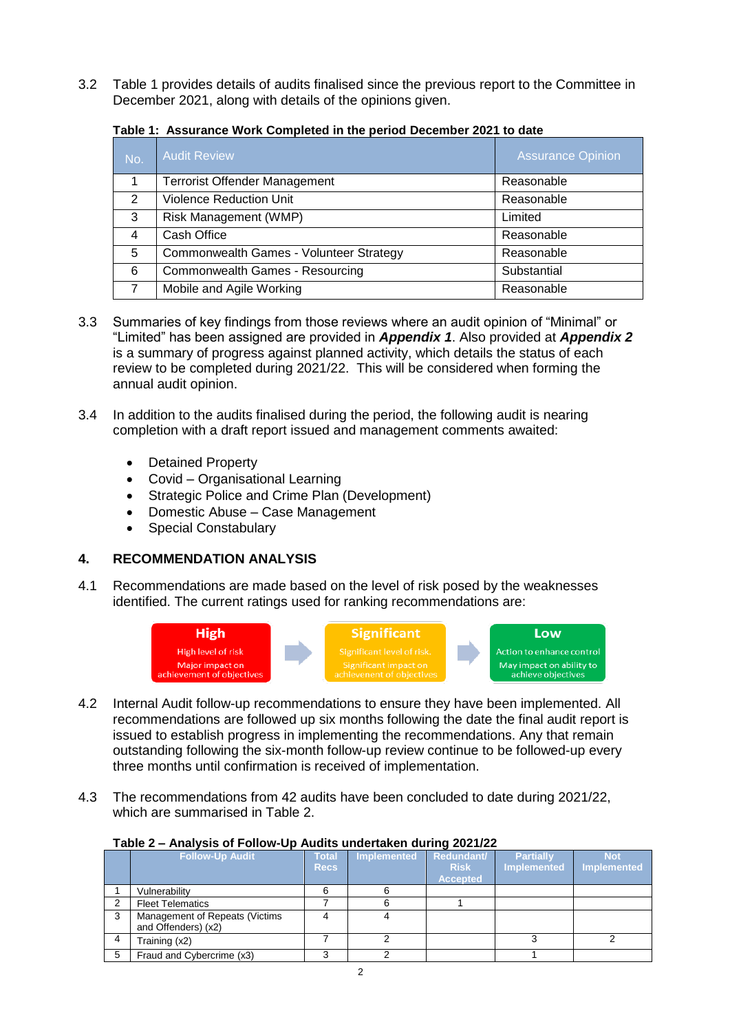3.2 Table 1 provides details of audits finalised since the previous report to the Committee in December 2021, along with details of the opinions given.

**Table 1: Assurance Work Completed in the period December 2021 to date**

| No. | Audit Review | Assurance Opinion |
|---|---|---|
| 1 | Terrorist Offender Management | Reasonable |
| 2 | Violence Reduction Unit | Reasonable |
| 3 | Risk Management (WMP) | Limited |
| 4 | Cash Office | Reasonable |
| 5 | Commonwealth Games - Volunteer Strategy | Reasonable |
| 6 | Commonwealth Games - Resourcing | Substantial |
| 7 | Mobile and Agile Working | Reasonable |

3.3 Summaries of key findings from those reviews where an audit opinion of "Minimal" or "Limited" has been assigned are provided in ***Appendix 1***. Also provided at ***Appendix 2*** is a summary of progress against planned activity, which details the status of each review to be completed during 2021/22. This will be considered when forming the annual audit opinion.

3.4 In addition to the audits finalised during the period, the following audit is nearing completion with a draft report issued and management comments awaited:

- Detained Property
- Covid – Organisational Learning
- Strategic Police and Crime Plan (Development)
- Domestic Abuse – Case Management
- Special Constabulary

## 4. RECOMMENDATION ANALYSIS

4.1 Recommendations are made based on the level of risk posed by the weaknesses identified. The current ratings used for ranking recommendations are:

| High | Significant | Low |
|---|---|---|
| High level of risk<br>Major impact on achievement of objectives | Significant level of risk.<br>Significant impact on achievement of objectives | Action to enhance control<br>May impact on ability to achieve objectives |

4.2 Internal Audit follow-up recommendations to ensure they have been implemented. All recommendations are followed up six months following the date the final audit report is issued to establish progress in implementing the recommendations. Any that remain outstanding following the six-month follow-up review continue to be followed-up every three months until confirmation is received of implementation.

4.3 The recommendations from 42 audits have been concluded to date during 2021/22, which are summarised in Table 2.

**Table 2 – Analysis of Follow-Up Audits undertaken during 2021/22**

| | Follow-Up Audit | Total Recs | Implemented | Redundant/ Risk Accepted | Partially Implemented | Not Implemented |
|---|---|---|---|---|---|---|
| 1 | Vulnerability | 6 | 6 | | | |
| 2 | Fleet Telematics | 7 | 6 | 1 | | |
| 3 | Management of Repeats (Victims and Offenders) (x2) | 4 | 4 | | | |
| 4 | Training (x2) | 7 | 2 | | 3 | 2 |
| 5 | Fraud and Cybercrime (x3) | 3 | 2 | | 1 | |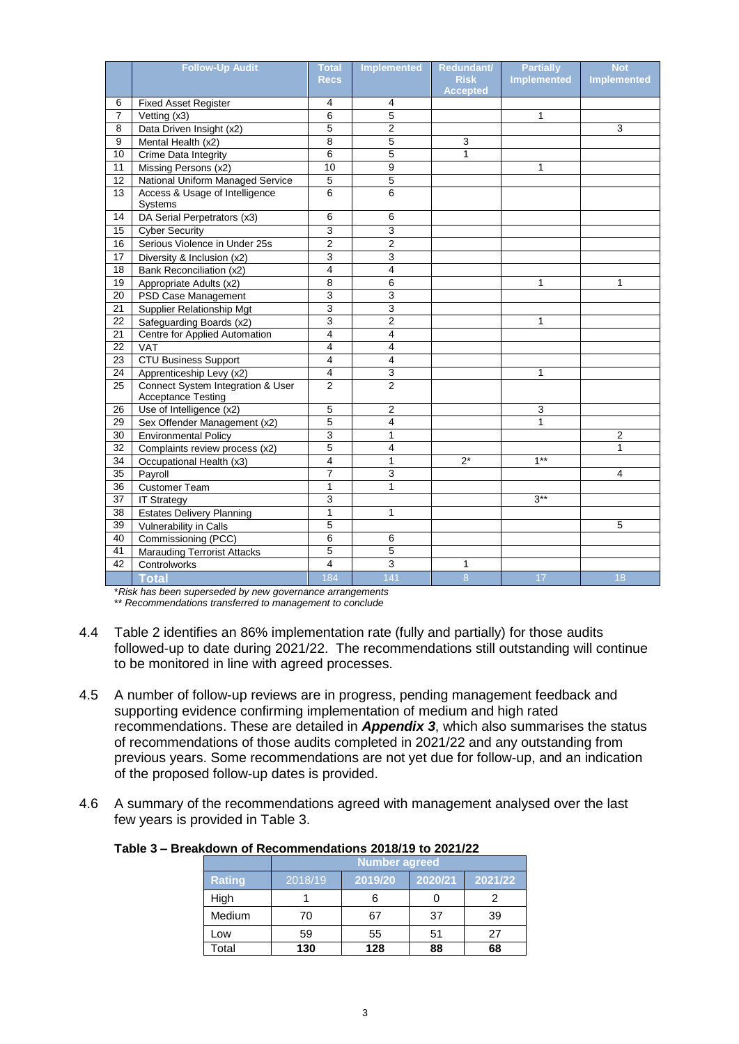| | Follow-Up Audit | Total Recs | Implemented | Redundant/ Risk Accepted | Partially Implemented | Not Implemented |
|---|---|---|---|---|---|---|
| 6 | Fixed Asset Register | 4 | 4 | | | |
| 7 | Vetting (x3) | 6 | 5 | | 1 | |
| 8 | Data Driven Insight (x2) | 5 | 2 | | | 3 |
| 9 | Mental Health (x2) | 8 | 5 | 3 | | |
| 10 | Crime Data Integrity | 6 | 5 | 1 | | |
| 11 | Missing Persons (x2) | 10 | 9 | | 1 | |
| 12 | National Uniform Managed Service | 5 | 5 | | | |
| 13 | Access & Usage of Intelligence Systems | 6 | 6 | | | |
| 14 | DA Serial Perpetrators (x3) | 6 | 6 | | | |
| 15 | Cyber Security | 3 | 3 | | | |
| 16 | Serious Violence in Under 25s | 2 | 2 | | | |
| 17 | Diversity & Inclusion (x2) | 3 | 3 | | | |
| 18 | Bank Reconciliation (x2) | 4 | 4 | | | |
| 19 | Appropriate Adults (x2) | 8 | 6 | | 1 | 1 |
| 20 | PSD Case Management | 3 | 3 | | | |
| 21 | Supplier Relationship Mgt | 3 | 3 | | | |
| 22 | Safeguarding Boards (x2) | 3 | 2 | | 1 | |
| 21 | Centre for Applied Automation | 4 | 4 | | | |
| 22 | VAT | 4 | 4 | | | |
| 23 | CTU Business Support | 4 | 4 | | | |
| 24 | Apprenticeship Levy (x2) | 4 | 3 | | 1 | |
| 25 | Connect System Integration & User Acceptance Testing | 2 | 2 | | | |
| 26 | Use of Intelligence (x2) | 5 | 2 | | 3 | |
| 29 | Sex Offender Management (x2) | 5 | 4 | | 1 | |
| 30 | Environmental Policy | 3 | 1 | | | 2 |
| 32 | Complaints review process (x2) | 5 | 4 | | | 1 |
| 34 | Occupational Health (x3) | 4 | 1 | 2* | 1** | |
| 35 | Payroll | 7 | 3 | | | 4 |
| 36 | Customer Team | 1 | 1 | | | |
| 37 | IT Strategy | 3 | | | 3** | |
| 38 | Estates Delivery Planning | 1 | 1 | | | |
| 39 | Vulnerability in Calls | 5 | | | | 5 |
| 40 | Commissioning (PCC) | 6 | 6 | | | |
| 41 | Marauding Terrorist Attacks | 5 | 5 | | | |
| 42 | Controlworks | 4 | 3 | 1 | | |
| | **Total** | 184 | 141 | 8 | 17 | 18 |

*\*Risk has been superseded by new governance arrangements*
*\*\* Recommendations transferred to management to conclude*

4.4 Table 2 identifies an 86% implementation rate (fully and partially) for those audits followed-up to date during 2021/22. The recommendations still outstanding will continue to be monitored in line with agreed processes.

4.5 A number of follow-up reviews are in progress, pending management feedback and supporting evidence confirming implementation of medium and high rated recommendations. These are detailed in ***Appendix 3***, which also summarises the status of recommendations of those audits completed in 2021/22 and any outstanding from previous years. Some recommendations are not yet due for follow-up, and an indication of the proposed follow-up dates is provided.

4.6 A summary of the recommendations agreed with management analysed over the last few years is provided in Table 3.

**Table 3 – Breakdown of Recommendations 2018/19 to 2021/22**

| | Number agreed | | | |
|---|---|---|---|---|
| **Rating** | 2018/19 | 2019/20 | 2020/21 | 2021/22 |
| High | 1 | 6 | 0 | 2 |
| Medium | 70 | 67 | 37 | 39 |
| Low | 59 | 55 | 51 | 27 |
| Total | **130** | **128** | **88** | **68** |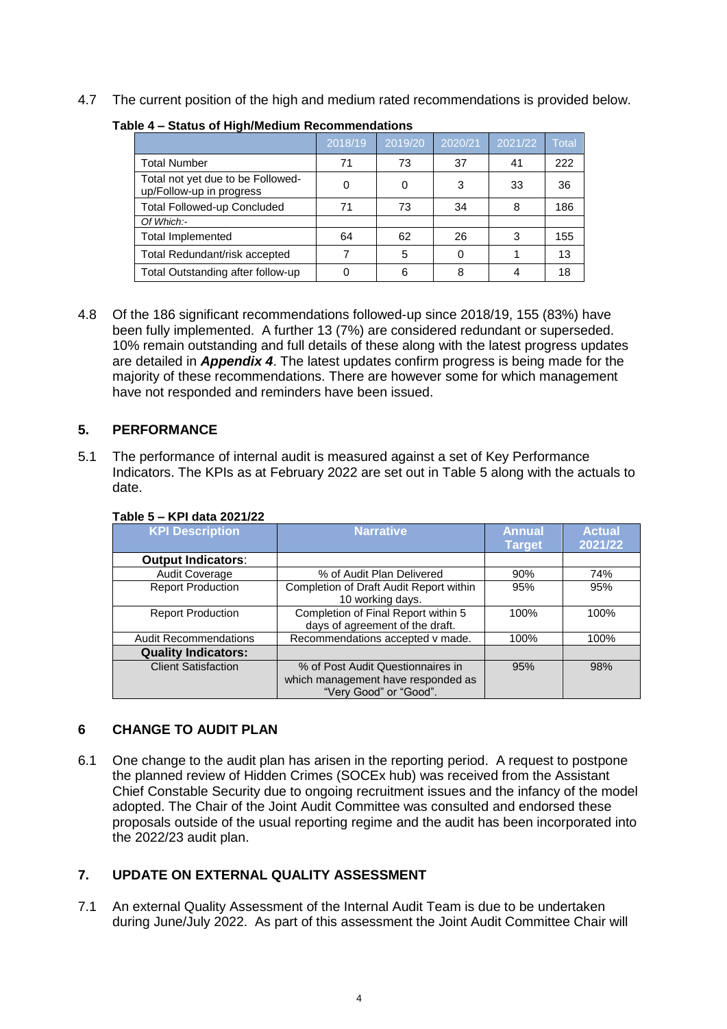4.7 The current position of the high and medium rated recommendations is provided below.

**Table 4 – Status of High/Medium Recommendations**

| | 2018/19 | 2019/20 | 2020/21 | 2021/22 | Total |
|---|---|---|---|---|---|
| Total Number | 71 | 73 | 37 | 41 | 222 |
| Total not yet due to be Followed-up/Follow-up in progress | 0 | 0 | 3 | 33 | 36 |
| Total Followed-up Concluded | 71 | 73 | 34 | 8 | 186 |
| *Of Which:-* | | | | | |
| Total Implemented | 64 | 62 | 26 | 3 | 155 |
| Total Redundant/risk accepted | 7 | 5 | 0 | 1 | 13 |
| Total Outstanding after follow-up | 0 | 6 | 8 | 4 | 18 |

4.8 Of the 186 significant recommendations followed-up since 2018/19, 155 (83%) have been fully implemented. A further 13 (7%) are considered redundant or superseded. 10% remain outstanding and full details of these along with the latest progress updates are detailed in ***Appendix 4***. The latest updates confirm progress is being made for the majority of these recommendations. There are however some for which management have not responded and reminders have been issued.

## 5. PERFORMANCE

5.1 The performance of internal audit is measured against a set of Key Performance Indicators. The KPIs as at February 2022 are set out in Table 5 along with the actuals to date.

**Table 5 – KPI data 2021/22**

| KPI Description | Narrative | Annual Target | Actual 2021/22 |
|---|---|---|---|
| **Output Indicators**: | | | |
| Audit Coverage | % of Audit Plan Delivered | 90% | 74% |
| Report Production | Completion of Draft Audit Report within 10 working days. | 95% | 95% |
| Report Production | Completion of Final Report within 5 days of agreement of the draft. | 100% | 100% |
| Audit Recommendations | Recommendations accepted v made. | 100% | 100% |
| **Quality Indicators:** | | | |
| Client Satisfaction | % of Post Audit Questionnaires in which management have responded as "Very Good" or "Good". | 95% | 98% |

## 6 CHANGE TO AUDIT PLAN

6.1 One change to the audit plan has arisen in the reporting period. A request to postpone the planned review of Hidden Crimes (SOCEx hub) was received from the Assistant Chief Constable Security due to ongoing recruitment issues and the infancy of the model adopted. The Chair of the Joint Audit Committee was consulted and endorsed these proposals outside of the usual reporting regime and the audit has been incorporated into the 2022/23 audit plan.

## 7. UPDATE ON EXTERNAL QUALITY ASSESSMENT

7.1 An external Quality Assessment of the Internal Audit Team is due to be undertaken during June/July 2022. As part of this assessment the Joint Audit Committee Chair will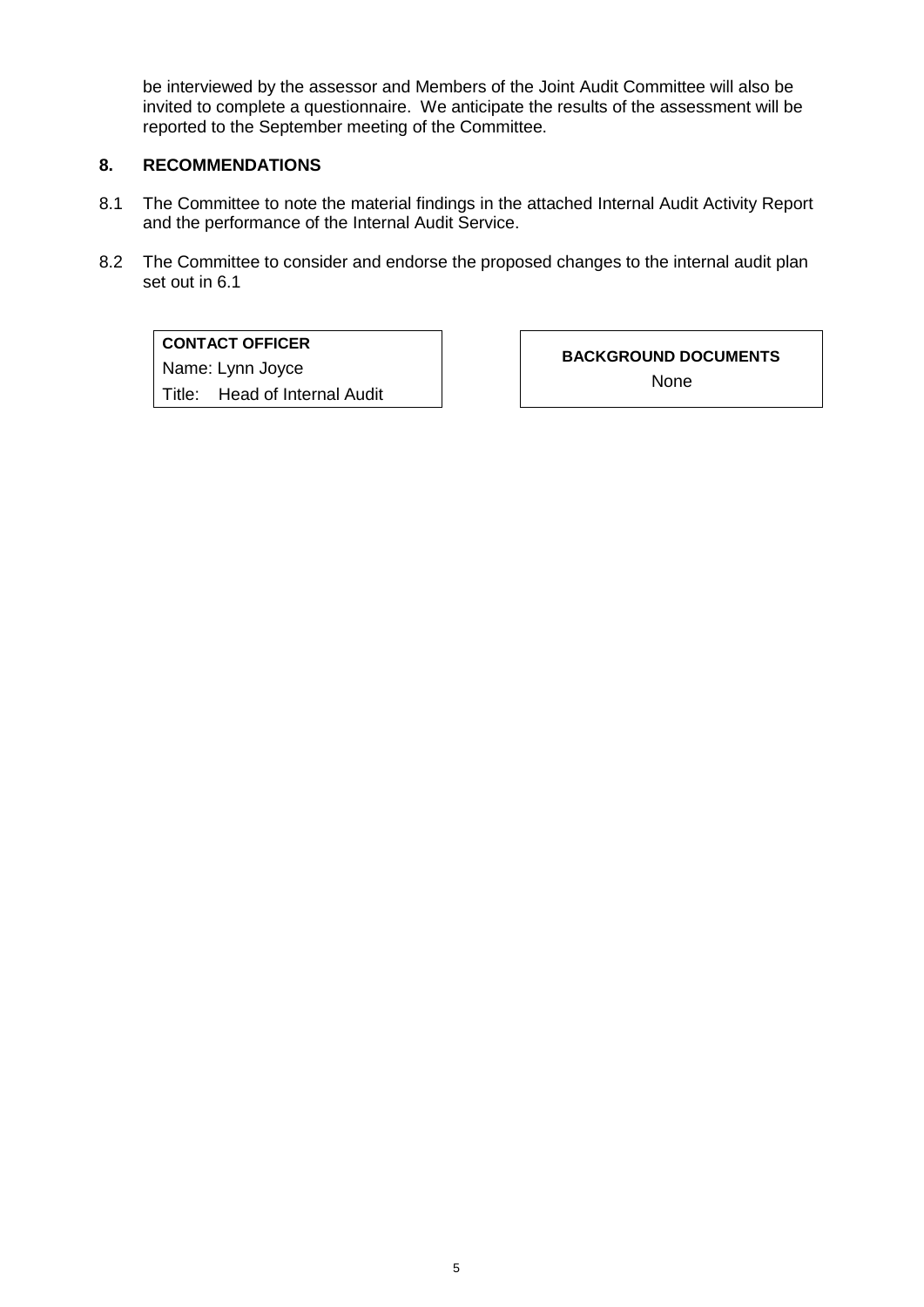be interviewed by the assessor and Members of the Joint Audit Committee will also be invited to complete a questionnaire. We anticipate the results of the assessment will be reported to the September meeting of the Committee.

## 8. RECOMMENDATIONS

8.1 The Committee to note the material findings in the attached Internal Audit Activity Report and the performance of the Internal Audit Service.

8.2 The Committee to consider and endorse the proposed changes to the internal audit plan set out in 6.1

| **CONTACT OFFICER** |
|---|
| Name: Lynn Joyce |
| Title: Head of Internal Audit |

| **BACKGROUND DOCUMENTS** |
|---|
| None |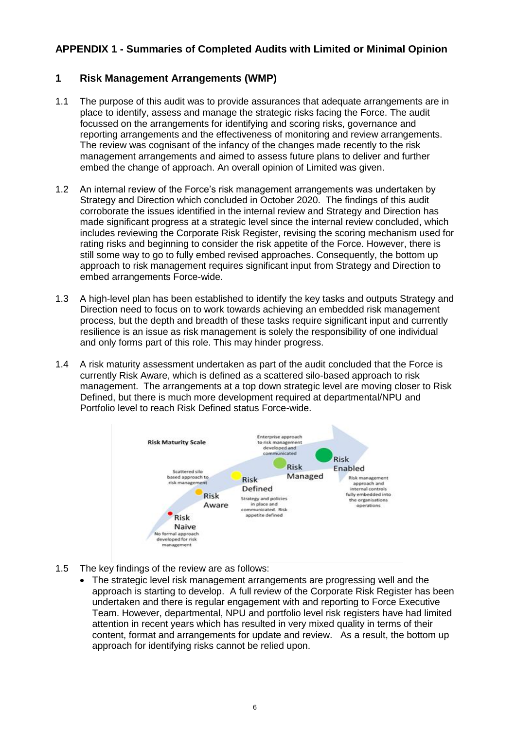## APPENDIX 1 - Summaries of Completed Audits with Limited or Minimal Opinion

### 1 Risk Management Arrangements (WMP)

1.1 The purpose of this audit was to provide assurances that adequate arrangements are in place to identify, assess and manage the strategic risks facing the Force. The audit focussed on the arrangements for identifying and scoring risks, governance and reporting arrangements and the effectiveness of monitoring and review arrangements. The review was cognisant of the infancy of the changes made recently to the risk management arrangements and aimed to assess future plans to deliver and further embed the change of approach. An overall opinion of Limited was given.

1.2 An internal review of the Force's risk management arrangements was undertaken by Strategy and Direction which concluded in October 2020. The findings of this audit corroborate the issues identified in the internal review and Strategy and Direction has made significant progress at a strategic level since the internal review concluded, which includes reviewing the Corporate Risk Register, revising the scoring mechanism used for rating risks and beginning to consider the risk appetite of the Force. However, there is still some way to go to fully embed revised approaches. Consequently, the bottom up approach to risk management requires significant input from Strategy and Direction to embed arrangements Force-wide.

1.3 A high-level plan has been established to identify the key tasks and outputs Strategy and Direction need to focus on to work towards achieving an embedded risk management process, but the depth and breadth of these tasks require significant input and currently resilience is an issue as risk management is solely the responsibility of one individual and only forms part of this role. This may hinder progress.

1.4 A risk maturity assessment undertaken as part of the audit concluded that the Force is currently Risk Aware, which is defined as a scattered silo-based approach to risk management. The arrangements at a top down strategic level are moving closer to Risk Defined, but there is much more development required at departmental/NPU and Portfolio level to reach Risk Defined status Force-wide.

**Risk Maturity Scale**

- **Risk Naive** – No formal approach developed for risk management
- **Risk Aware** – Scattered silo based approach to risk management
- **Risk Defined** – Strategy and policies in place and communicated. Risk appetite defined
- **Risk Managed** – Enterprise approach to risk management developed and communicated
- **Risk Enabled** – Risk management approach and internal controls fully embedded into the organisations operations

1.5 The key findings of the review are as follows:

- The strategic level risk management arrangements are progressing well and the approach is starting to develop. A full review of the Corporate Risk Register has been undertaken and there is regular engagement with and reporting to Force Executive Team. However, departmental, NPU and portfolio level risk registers have had limited attention in recent years which has resulted in very mixed quality in terms of their content, format and arrangements for update and review. As a result, the bottom up approach for identifying risks cannot be relied upon.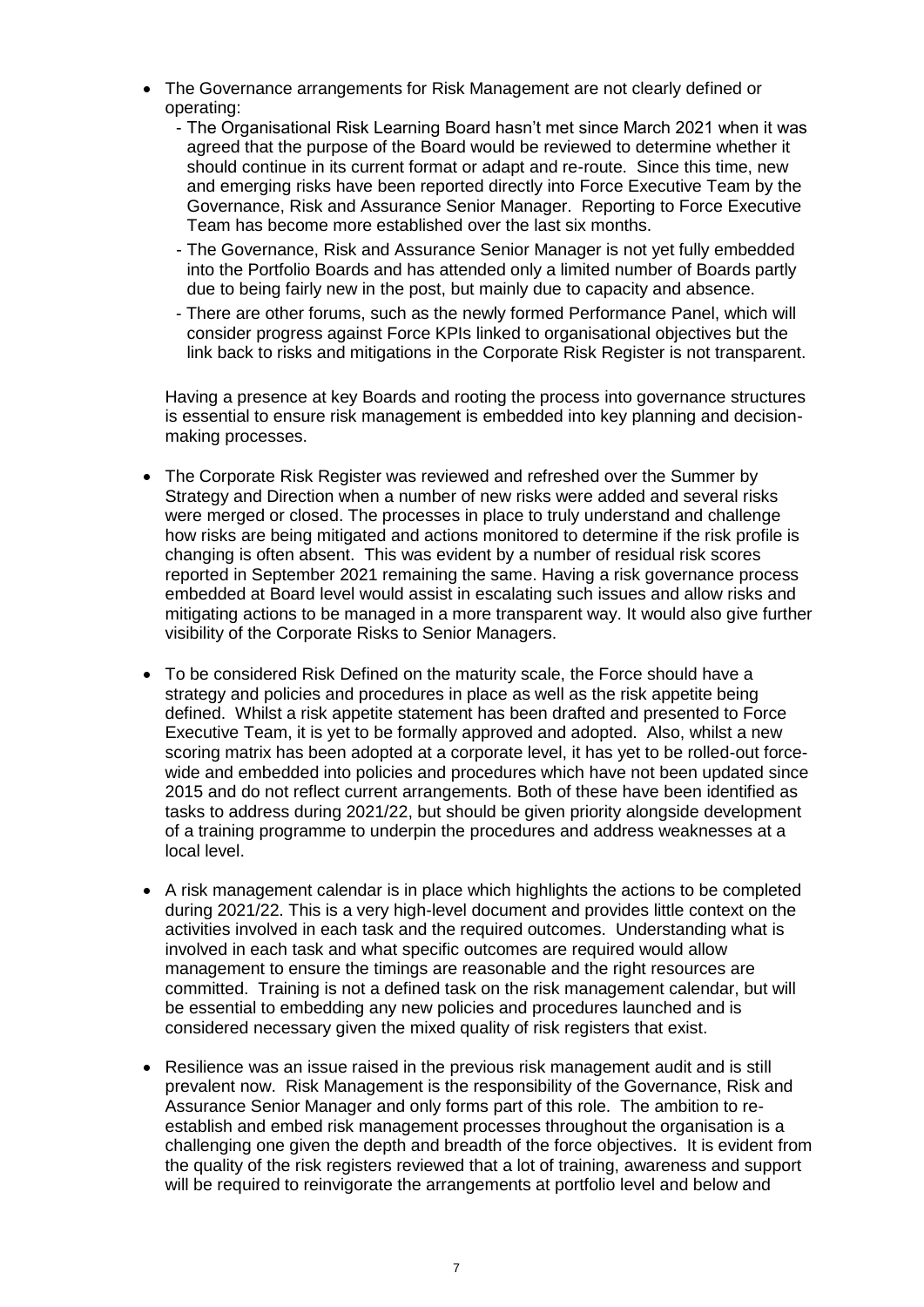- The Governance arrangements for Risk Management are not clearly defined or operating:
  - The Organisational Risk Learning Board hasn't met since March 2021 when it was agreed that the purpose of the Board would be reviewed to determine whether it should continue in its current format or adapt and re-route. Since this time, new and emerging risks have been reported directly into Force Executive Team by the Governance, Risk and Assurance Senior Manager. Reporting to Force Executive Team has become more established over the last six months.
  - The Governance, Risk and Assurance Senior Manager is not yet fully embedded into the Portfolio Boards and has attended only a limited number of Boards partly due to being fairly new in the post, but mainly due to capacity and absence.
  - There are other forums, such as the newly formed Performance Panel, which will consider progress against Force KPIs linked to organisational objectives but the link back to risks and mitigations in the Corporate Risk Register is not transparent.

  Having a presence at key Boards and rooting the process into governance structures is essential to ensure risk management is embedded into key planning and decision-making processes.

- The Corporate Risk Register was reviewed and refreshed over the Summer by Strategy and Direction when a number of new risks were added and several risks were merged or closed. The processes in place to truly understand and challenge how risks are being mitigated and actions monitored to determine if the risk profile is changing is often absent. This was evident by a number of residual risk scores reported in September 2021 remaining the same. Having a risk governance process embedded at Board level would assist in escalating such issues and allow risks and mitigating actions to be managed in a more transparent way. It would also give further visibility of the Corporate Risks to Senior Managers.

- To be considered Risk Defined on the maturity scale, the Force should have a strategy and policies and procedures in place as well as the risk appetite being defined. Whilst a risk appetite statement has been drafted and presented to Force Executive Team, it is yet to be formally approved and adopted. Also, whilst a new scoring matrix has been adopted at a corporate level, it has yet to be rolled-out force-wide and embedded into policies and procedures which have not been updated since 2015 and do not reflect current arrangements. Both of these have been identified as tasks to address during 2021/22, but should be given priority alongside development of a training programme to underpin the procedures and address weaknesses at a local level.

- A risk management calendar is in place which highlights the actions to be completed during 2021/22. This is a very high-level document and provides little context on the activities involved in each task and the required outcomes. Understanding what is involved in each task and what specific outcomes are required would allow management to ensure the timings are reasonable and the right resources are committed. Training is not a defined task on the risk management calendar, but will be essential to embedding any new policies and procedures launched and is considered necessary given the mixed quality of risk registers that exist.

- Resilience was an issue raised in the previous risk management audit and is still prevalent now. Risk Management is the responsibility of the Governance, Risk and Assurance Senior Manager and only forms part of this role. The ambition to re-establish and embed risk management processes throughout the organisation is a challenging one given the depth and breadth of the force objectives. It is evident from the quality of the risk registers reviewed that a lot of training, awareness and support will be required to reinvigorate the arrangements at portfolio level and below and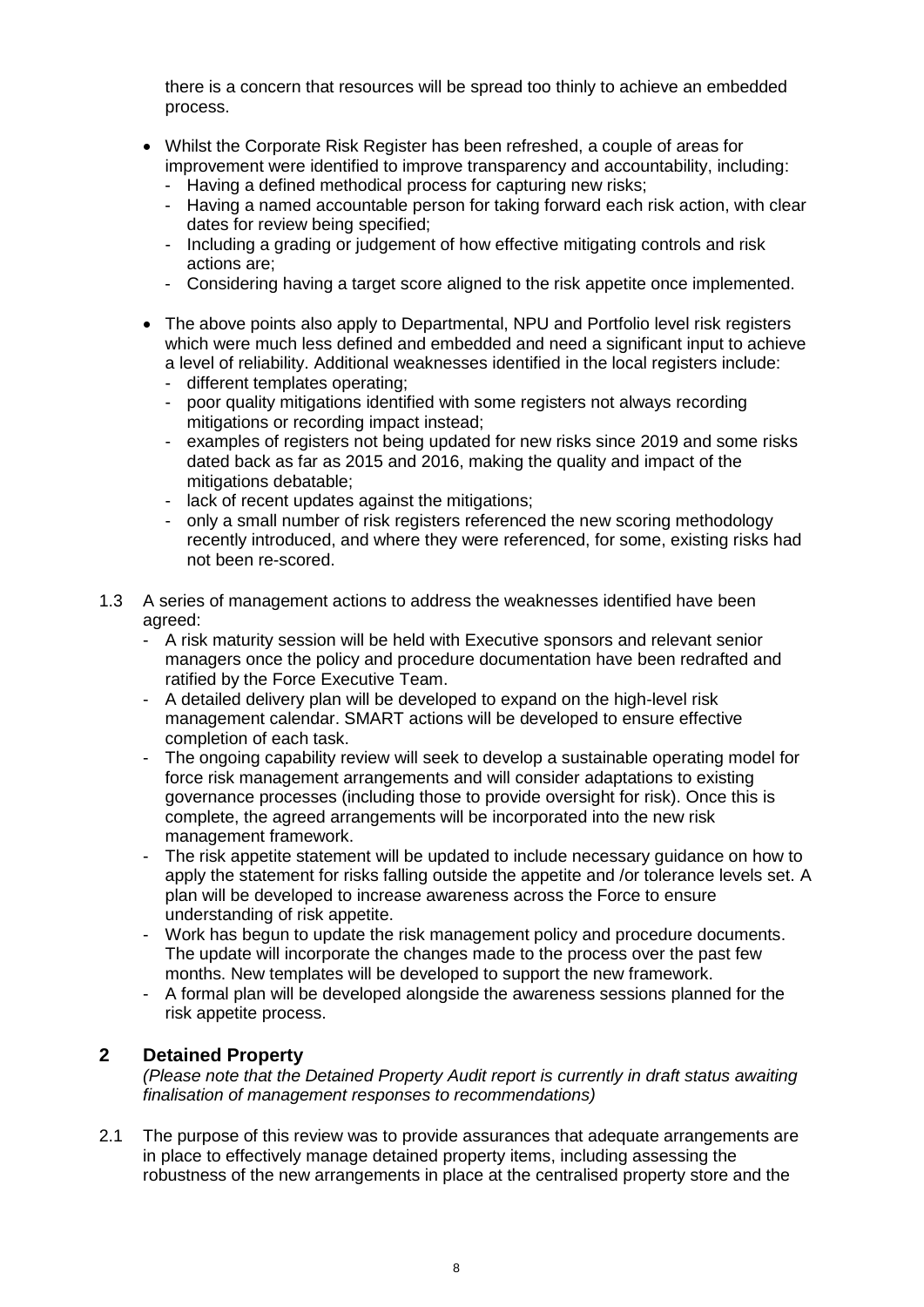there is a concern that resources will be spread too thinly to achieve an embedded process.

- Whilst the Corporate Risk Register has been refreshed, a couple of areas for improvement were identified to improve transparency and accountability, including:
  - Having a defined methodical process for capturing new risks;
  - Having a named accountable person for taking forward each risk action, with clear dates for review being specified;
  - Including a grading or judgement of how effective mitigating controls and risk actions are;
  - Considering having a target score aligned to the risk appetite once implemented.

- The above points also apply to Departmental, NPU and Portfolio level risk registers which were much less defined and embedded and need a significant input to achieve a level of reliability. Additional weaknesses identified in the local registers include:
  - different templates operating;
  - poor quality mitigations identified with some registers not always recording mitigations or recording impact instead;
  - examples of registers not being updated for new risks since 2019 and some risks dated back as far as 2015 and 2016, making the quality and impact of the mitigations debatable;
  - lack of recent updates against the mitigations;
  - only a small number of risk registers referenced the new scoring methodology recently introduced, and where they were referenced, for some, existing risks had not been re-scored.

1.3 A series of management actions to address the weaknesses identified have been agreed:
  - A risk maturity session will be held with Executive sponsors and relevant senior managers once the policy and procedure documentation have been redrafted and ratified by the Force Executive Team.
  - A detailed delivery plan will be developed to expand on the high-level risk management calendar. SMART actions will be developed to ensure effective completion of each task.
  - The ongoing capability review will seek to develop a sustainable operating model for force risk management arrangements and will consider adaptations to existing governance processes (including those to provide oversight for risk). Once this is complete, the agreed arrangements will be incorporated into the new risk management framework.
  - The risk appetite statement will be updated to include necessary guidance on how to apply the statement for risks falling outside the appetite and /or tolerance levels set. A plan will be developed to increase awareness across the Force to ensure understanding of risk appetite.
  - Work has begun to update the risk management policy and procedure documents. The update will incorporate the changes made to the process over the past few months. New templates will be developed to support the new framework.
  - A formal plan will be developed alongside the awareness sessions planned for the risk appetite process.

## 2 Detained Property

*(Please note that the Detained Property Audit report is currently in draft status awaiting finalisation of management responses to recommendations)*

2.1 The purpose of this review was to provide assurances that adequate arrangements are in place to effectively manage detained property items, including assessing the robustness of the new arrangements in place at the centralised property store and the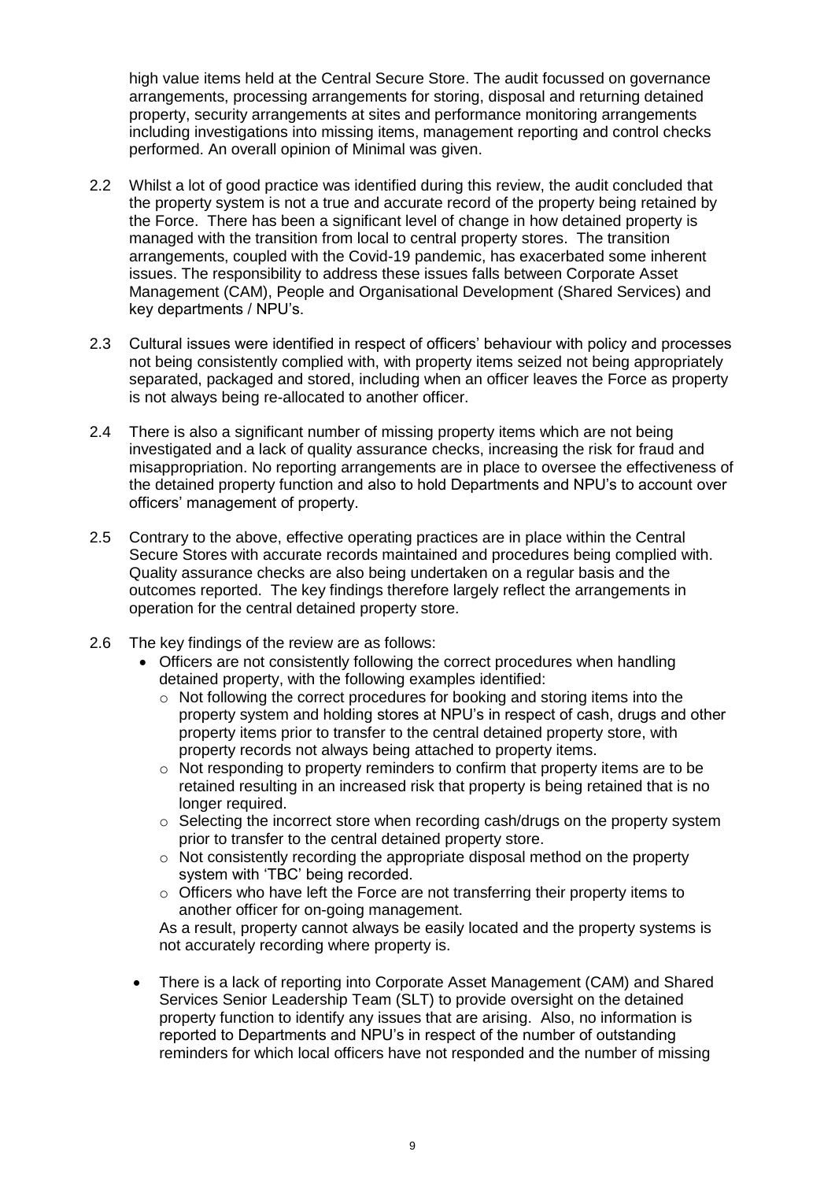high value items held at the Central Secure Store. The audit focussed on governance arrangements, processing arrangements for storing, disposal and returning detained property, security arrangements at sites and performance monitoring arrangements including investigations into missing items, management reporting and control checks performed. An overall opinion of Minimal was given.

2.2 Whilst a lot of good practice was identified during this review, the audit concluded that the property system is not a true and accurate record of the property being retained by the Force. There has been a significant level of change in how detained property is managed with the transition from local to central property stores. The transition arrangements, coupled with the Covid-19 pandemic, has exacerbated some inherent issues. The responsibility to address these issues falls between Corporate Asset Management (CAM), People and Organisational Development (Shared Services) and key departments / NPU's.

2.3 Cultural issues were identified in respect of officers' behaviour with policy and processes not being consistently complied with, with property items seized not being appropriately separated, packaged and stored, including when an officer leaves the Force as property is not always being re-allocated to another officer.

2.4 There is also a significant number of missing property items which are not being investigated and a lack of quality assurance checks, increasing the risk for fraud and misappropriation. No reporting arrangements are in place to oversee the effectiveness of the detained property function and also to hold Departments and NPU's to account over officers' management of property.

2.5 Contrary to the above, effective operating practices are in place within the Central Secure Stores with accurate records maintained and procedures being complied with. Quality assurance checks are also being undertaken on a regular basis and the outcomes reported. The key findings therefore largely reflect the arrangements in operation for the central detained property store.

2.6 The key findings of the review are as follows:

- Officers are not consistently following the correct procedures when handling detained property, with the following examples identified:
  - Not following the correct procedures for booking and storing items into the property system and holding stores at NPU's in respect of cash, drugs and other property items prior to transfer to the central detained property store, with property records not always being attached to property items.
  - Not responding to property reminders to confirm that property items are to be retained resulting in an increased risk that property is being retained that is no longer required.
  - Selecting the incorrect store when recording cash/drugs on the property system prior to transfer to the central detained property store.
  - Not consistently recording the appropriate disposal method on the property system with 'TBC' being recorded.
  - Officers who have left the Force are not transferring their property items to another officer for on-going management.

  As a result, property cannot always be easily located and the property systems is not accurately recording where property is.

- There is a lack of reporting into Corporate Asset Management (CAM) and Shared Services Senior Leadership Team (SLT) to provide oversight on the detained property function to identify any issues that are arising. Also, no information is reported to Departments and NPU's in respect of the number of outstanding reminders for which local officers have not responded and the number of missing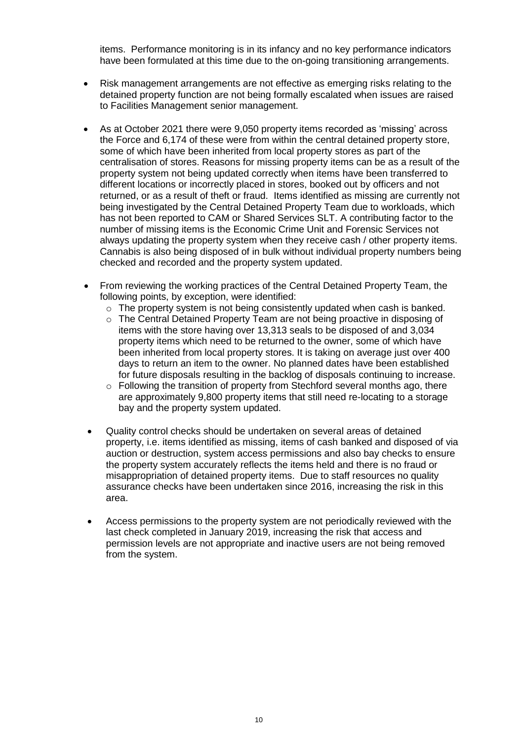items. Performance monitoring is in its infancy and no key performance indicators have been formulated at this time due to the on-going transitioning arrangements.

- Risk management arrangements are not effective as emerging risks relating to the detained property function are not being formally escalated when issues are raised to Facilities Management senior management.

- As at October 2021 there were 9,050 property items recorded as 'missing' across the Force and 6,174 of these were from within the central detained property store, some of which have been inherited from local property stores as part of the centralisation of stores. Reasons for missing property items can be as a result of the property system not being updated correctly when items have been transferred to different locations or incorrectly placed in stores, booked out by officers and not returned, or as a result of theft or fraud. Items identified as missing are currently not being investigated by the Central Detained Property Team due to workloads, which has not been reported to CAM or Shared Services SLT. A contributing factor to the number of missing items is the Economic Crime Unit and Forensic Services not always updating the property system when they receive cash / other property items. Cannabis is also being disposed of in bulk without individual property numbers being checked and recorded and the property system updated.

- From reviewing the working practices of the Central Detained Property Team, the following points, by exception, were identified:
  - The property system is not being consistently updated when cash is banked.
  - The Central Detained Property Team are not being proactive in disposing of items with the store having over 13,313 seals to be disposed of and 3,034 property items which need to be returned to the owner, some of which have been inherited from local property stores. It is taking on average just over 400 days to return an item to the owner. No planned dates have been established for future disposals resulting in the backlog of disposals continuing to increase.
  - Following the transition of property from Stechford several months ago, there are approximately 9,800 property items that still need re-locating to a storage bay and the property system updated.

- Quality control checks should be undertaken on several areas of detained property, i.e. items identified as missing, items of cash banked and disposed of via auction or destruction, system access permissions and also bay checks to ensure the property system accurately reflects the items held and there is no fraud or misappropriation of detained property items. Due to staff resources no quality assurance checks have been undertaken since 2016, increasing the risk in this area.

- Access permissions to the property system are not periodically reviewed with the last check completed in January 2019, increasing the risk that access and permission levels are not appropriate and inactive users are not being removed from the system.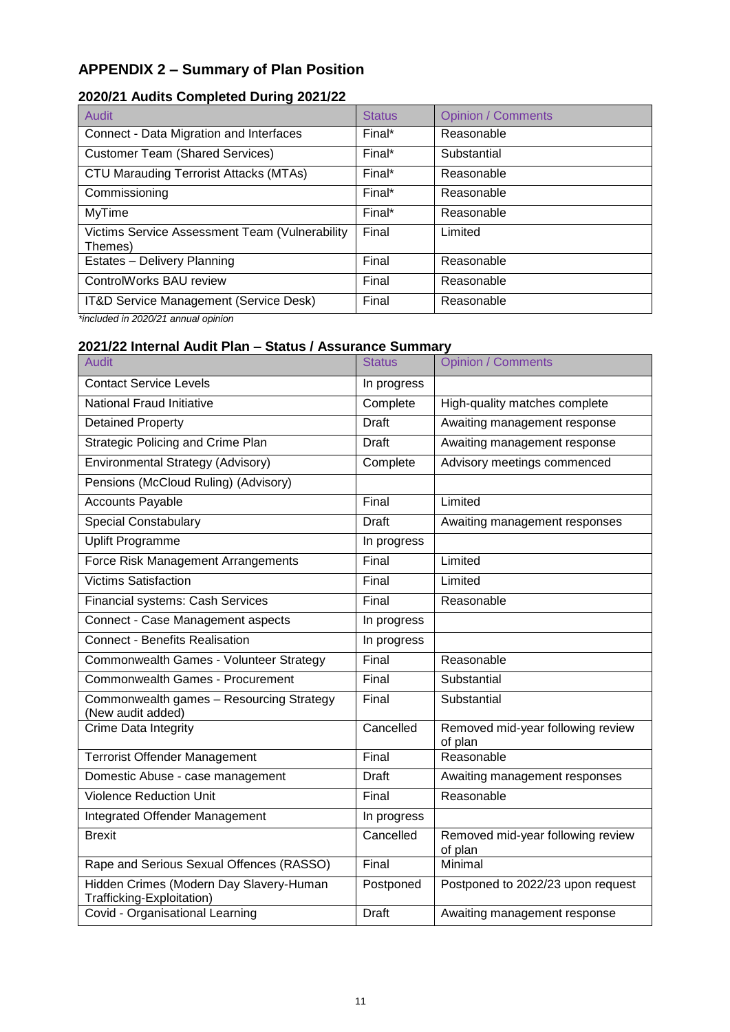## APPENDIX 2 – Summary of Plan Position

### 2020/21 Audits Completed During 2021/22

| Audit | Status | Opinion / Comments |
|---|---|---|
| Connect - Data Migration and Interfaces | Final* | Reasonable |
| Customer Team (Shared Services) | Final* | Substantial |
| CTU Marauding Terrorist Attacks (MTAs) | Final* | Reasonable |
| Commissioning | Final* | Reasonable |
| MyTime | Final* | Reasonable |
| Victims Service Assessment Team (Vulnerability Themes) | Final | Limited |
| Estates – Delivery Planning | Final | Reasonable |
| ControlWorks BAU review | Final | Reasonable |
| IT&D Service Management (Service Desk) | Final | Reasonable |

*included in 2020/21 annual opinion*

### 2021/22 Internal Audit Plan – Status / Assurance Summary

| Audit | Status | Opinion / Comments |
|---|---|---|
| Contact Service Levels | In progress | |
| National Fraud Initiative | Complete | High-quality matches complete |
| Detained Property | Draft | Awaiting management response |
| Strategic Policing and Crime Plan | Draft | Awaiting management response |
| Environmental Strategy (Advisory) | Complete | Advisory meetings commenced |
| Pensions (McCloud Ruling) (Advisory) | | |
| Accounts Payable | Final | Limited |
| Special Constabulary | Draft | Awaiting management responses |
| Uplift Programme | In progress | |
| Force Risk Management Arrangements | Final | Limited |
| Victims Satisfaction | Final | Limited |
| Financial systems: Cash Services | Final | Reasonable |
| Connect - Case Management aspects | In progress | |
| Connect - Benefits Realisation | In progress | |
| Commonwealth Games - Volunteer Strategy | Final | Reasonable |
| Commonwealth Games - Procurement | Final | Substantial |
| Commonwealth games – Resourcing Strategy (New audit added) | Final | Substantial |
| Crime Data Integrity | Cancelled | Removed mid-year following review of plan |
| Terrorist Offender Management | Final | Reasonable |
| Domestic Abuse - case management | Draft | Awaiting management responses |
| Violence Reduction Unit | Final | Reasonable |
| Integrated Offender Management | In progress | |
| Brexit | Cancelled | Removed mid-year following review of plan |
| Rape and Serious Sexual Offences (RASSO) | Final | Minimal |
| Hidden Crimes (Modern Day Slavery-Human Trafficking-Exploitation) | Postponed | Postponed to 2022/23 upon request |
| Covid - Organisational Learning | Draft | Awaiting management response |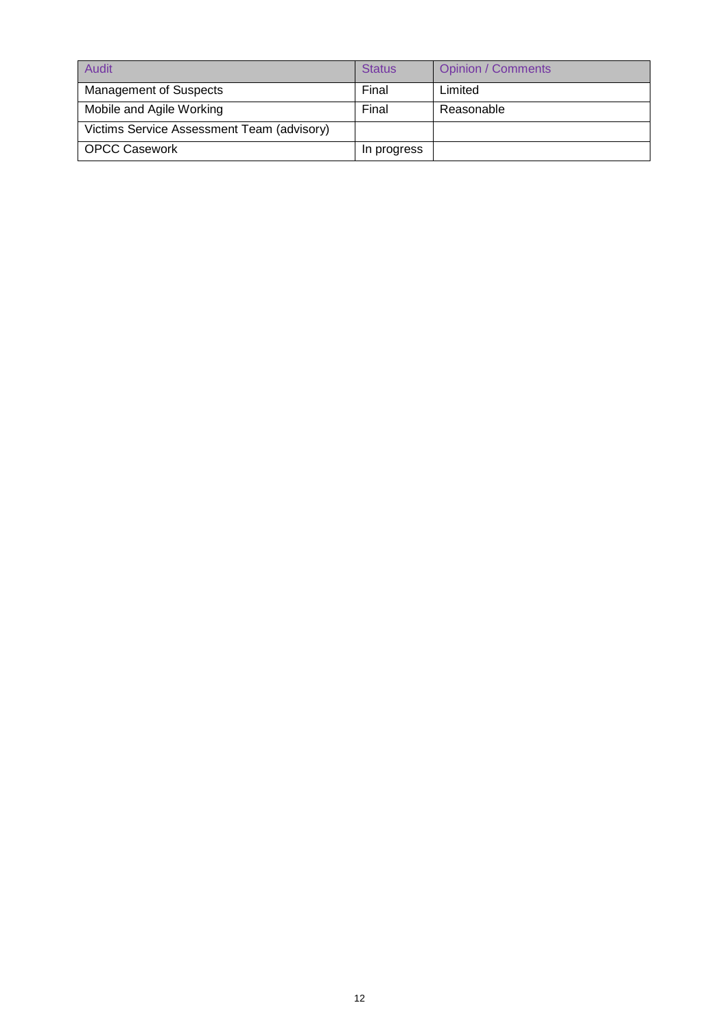| Audit | Status | Opinion / Comments |
|---|---|---|
| Management of Suspects | Final | Limited |
| Mobile and Agile Working | Final | Reasonable |
| Victims Service Assessment Team (advisory) | | |
| OPCC Casework | In progress | |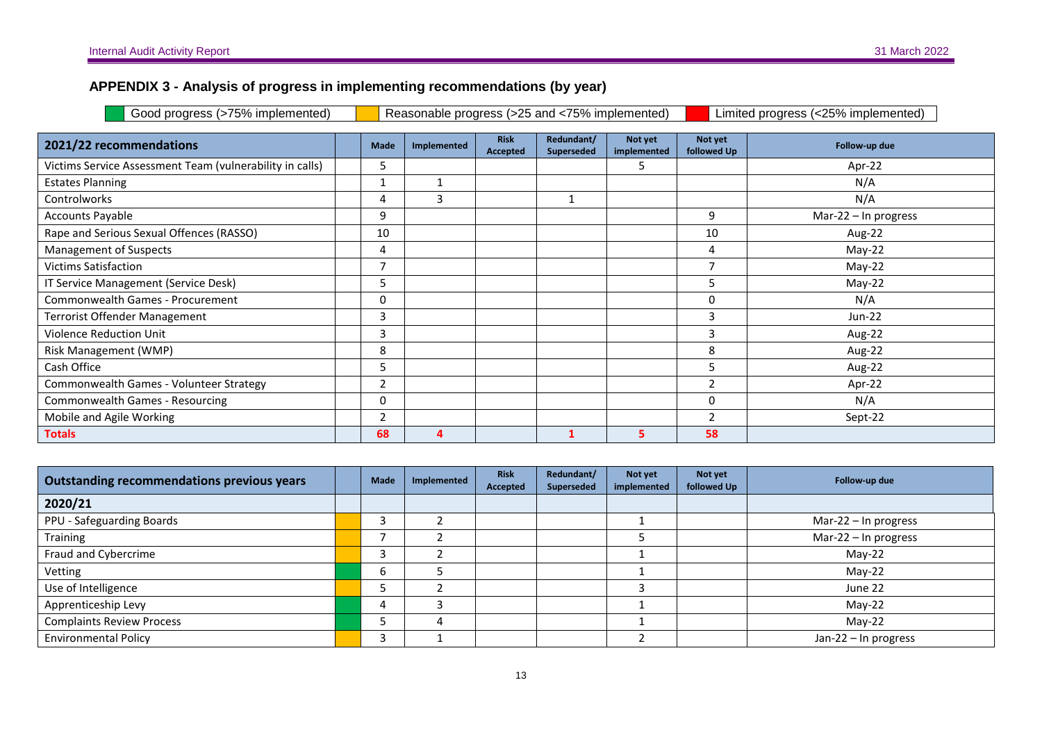## APPENDIX 3 - Analysis of progress in implementing recommendations (by year)

| Key | |
|---|---|
| Green | Good progress (>75% implemented) |
| Amber | Reasonable progress (>25 and <75% implemented) |
| Red | Limited progress (<25% implemented) |

| 2021/22 recommendations | | Made | Implemented | Risk Accepted | Redundant/ Superseded | Not yet implemented | Not yet followed Up | Follow-up due |
|---|---|---|---|---|---|---|---|---|
| Victims Service Assessment Team (vulnerability in calls) | | 5 | | | | 5 | | Apr-22 |
| Estates Planning | | 1 | 1 | | | | | N/A |
| Controlworks | | 4 | 3 | | 1 | | | N/A |
| Accounts Payable | | 9 | | | | | 9 | Mar-22 – In progress |
| Rape and Serious Sexual Offences (RASSO) | | 10 | | | | | 10 | Aug-22 |
| Management of Suspects | | 4 | | | | | 4 | May-22 |
| Victims Satisfaction | | 7 | | | | | 7 | May-22 |
| IT Service Management (Service Desk) | | 5 | | | | | 5 | May-22 |
| Commonwealth Games - Procurement | | 0 | | | | | 0 | N/A |
| Terrorist Offender Management | | 3 | | | | | 3 | Jun-22 |
| Violence Reduction Unit | | 3 | | | | | 3 | Aug-22 |
| Risk Management (WMP) | | 8 | | | | | 8 | Aug-22 |
| Cash Office | | 5 | | | | | 5 | Aug-22 |
| Commonwealth Games - Volunteer Strategy | | 2 | | | | | 2 | Apr-22 |
| Commonwealth Games - Resourcing | | 0 | | | | | 0 | N/A |
| Mobile and Agile Working | | 2 | | | | | 2 | Sept-22 |
| **Totals** | | **68** | **4** | | **1** | **5** | **58** | |

| Outstanding recommendations previous years | | Made | Implemented | Risk Accepted | Redundant/ Superseded | Not yet implemented | Not yet followed Up | Follow-up due |
|---|---|---|---|---|---|---|---|---|
| **2020/21** | | | | | | | | |
| PPU - Safeguarding Boards | Amber | 3 | 2 | | | 1 | | Mar-22 – In progress |
| Training | Amber | 7 | 2 | | | 5 | | Mar-22 – In progress |
| Fraud and Cybercrime | Amber | 3 | 2 | | | 1 | | May-22 |
| Vetting | Green | 6 | 5 | | | 1 | | May-22 |
| Use of Intelligence | Amber | 5 | 2 | | | 3 | | June 22 |
| Apprenticeship Levy | Green | 4 | 3 | | | 1 | | May-22 |
| Complaints Review Process | Green | 5 | 4 | | | 1 | | May-22 |
| Environmental Policy | Amber | 3 | 1 | | | 2 | | Jan-22 – In progress |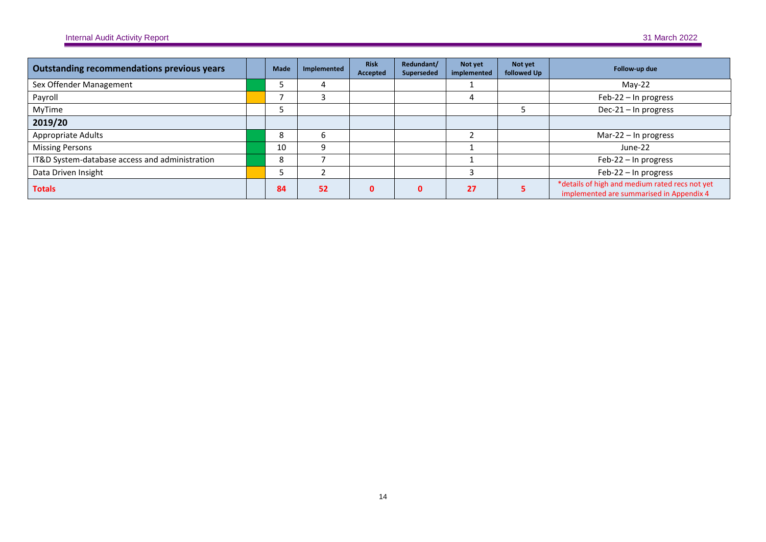| Outstanding recommendations previous years | | Made | Implemented | Risk Accepted | Redundant/ Superseded | Not yet implemented | Not yet followed Up | Follow-up due |
|---|---|---|---|---|---|---|---|---|
| Sex Offender Management | | 5 | 4 | | | 1 | | May-22 |
| Payroll | | 7 | 3 | | | 4 | | Feb-22 – In progress |
| MyTime | | 5 | | | | | 5 | Dec-21 – In progress |
| **2019/20** | | | | | | | | |
| Appropriate Adults | | 8 | 6 | | | 2 | | Mar-22 – In progress |
| Missing Persons | | 10 | 9 | | | 1 | | June-22 |
| IT&D System-database access and administration | | 8 | 7 | | | 1 | | Feb-22 – In progress |
| Data Driven Insight | | 5 | 2 | | | 3 | | Feb-22 – In progress |
| **Totals** | | **84** | **52** | **0** | **0** | **27** | **5** | *details of high and medium rated recs not yet implemented are summarised in Appendix 4 |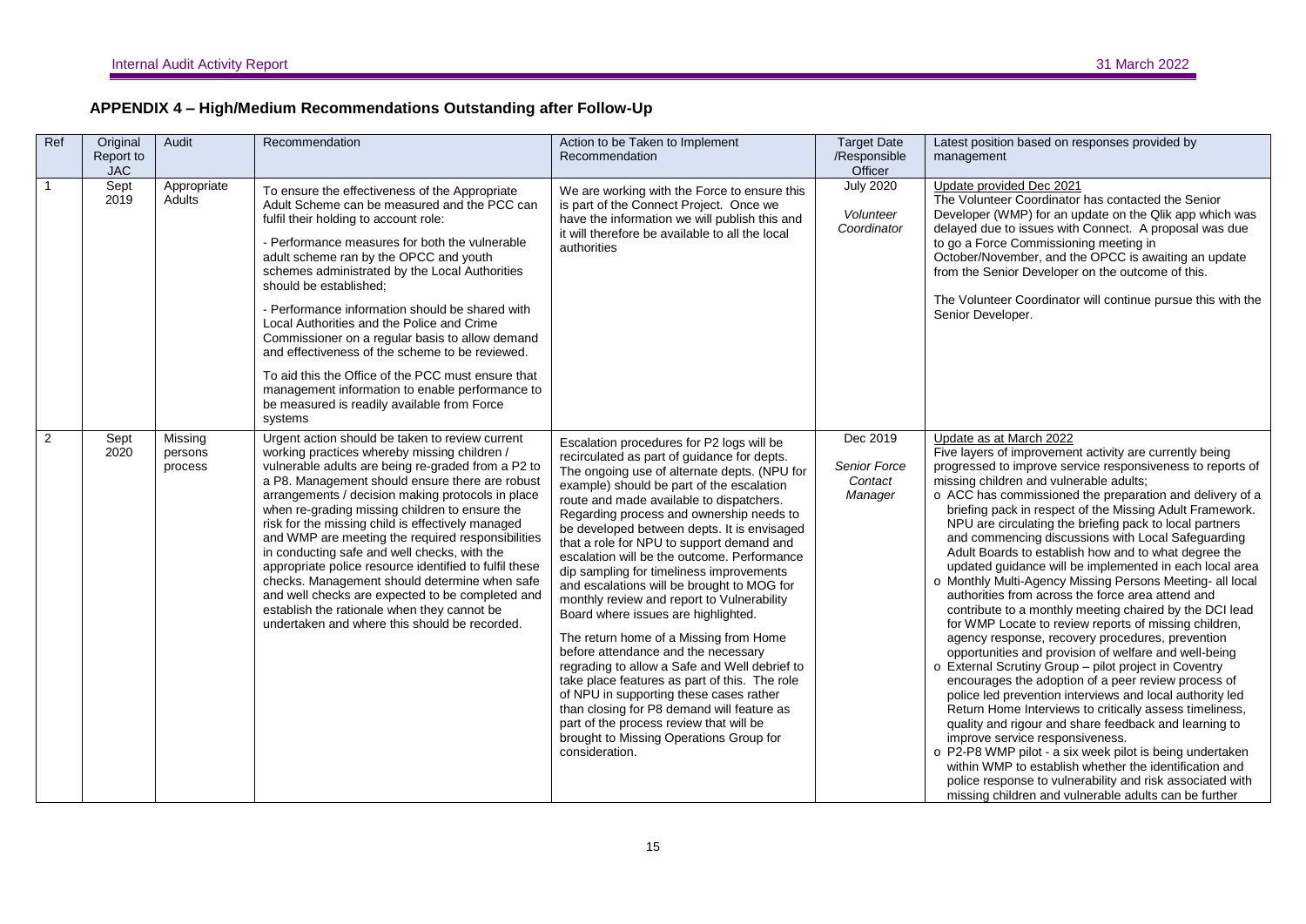## APPENDIX 4 – High/Medium Recommendations Outstanding after Follow-Up

| Ref | Original Report to JAC | Audit | Recommendation | Action to be Taken to Implement Recommendation | Target Date /Responsible Officer | Latest position based on responses provided by management |
|---|---|---|---|---|---|---|
| 1 | Sept 2019 | Appropriate Adults | To ensure the effectiveness of the Appropriate Adult Scheme can be measured and the PCC can fulfil their holding to account role:<br><br>- Performance measures for both the vulnerable adult scheme ran by the OPCC and youth schemes administrated by the Local Authorities should be established;<br><br>- Performance information should be shared with Local Authorities and the Police and Crime Commissioner on a regular basis to allow demand and effectiveness of the scheme to be reviewed.<br><br>To aid this the Office of the PCC must ensure that management information to enable performance to be measured is readily available from Force systems | We are working with the Force to ensure this is part of the Connect Project. Once we have the information we will publish this and it will therefore be available to all the local authorities | July 2020<br><br>*Volunteer Coordinator* | Update provided Dec 2021<br>The Volunteer Coordinator has contacted the Senior Developer (WMP) for an update on the Qlik app which was delayed due to issues with Connect. A proposal was due to go a Force Commissioning meeting in October/November, and the OPCC is awaiting an update from the Senior Developer on the outcome of this.<br><br>The Volunteer Coordinator will continue pursue this with the Senior Developer. |
| 2 | Sept 2020 | Missing persons process | Urgent action should be taken to review current working practices whereby missing children / vulnerable adults are being re-graded from a P2 to a P8. Management should ensure there are robust arrangements / decision making protocols in place when re-grading missing children to ensure the risk for the missing child is effectively managed and WMP are meeting the required responsibilities in conducting safe and well checks, with the appropriate police resource identified to fulfil these checks. Management should determine when safe and well checks are expected to be completed and establish the rationale when they cannot be undertaken and where this should be recorded. | Escalation procedures for P2 logs will be recirculated as part of guidance for depts. The ongoing use of alternate depts. (NPU for example) should be part of the escalation route and made available to dispatchers. Regarding process and ownership needs to be developed between depts. It is envisaged that a role for NPU to support demand and escalation will be the outcome. Performance dip sampling for timeliness improvements and escalations will be brought to MOG for monthly review and report to Vulnerability Board where issues are highlighted.<br><br>The return home of a Missing from Home before attendance and the necessary regrading to allow a Safe and Well debrief to take place features as part of this. The role of NPU in supporting these cases rather than closing for P8 demand will feature as part of the process review that will be brought to Missing Operations Group for consideration. | Dec 2019<br><br>*Senior Force Contact Manager* | Update as at March 2022<br>Five layers of improvement activity are currently being progressed to improve service responsiveness to reports of missing children and vulnerable adults;<br>o ACC has commissioned the preparation and delivery of a briefing pack in respect of the Missing Adult Framework. NPU are circulating the briefing pack to local partners and commencing discussions with Local Safeguarding Adult Boards to establish how and to what degree the updated guidance will be implemented in each local area<br>o Monthly Multi-Agency Missing Persons Meeting- all local authorities from across the force area attend and contribute to a monthly meeting chaired by the DCI lead for WMP Locate to review reports of missing children, agency response, recovery procedures, prevention opportunities and provision of welfare and well-being<br>o External Scrutiny Group – pilot project in Coventry encourages the adoption of a peer review process of police led prevention interviews and local authority led Return Home Interviews to critically assess timeliness, quality and rigour and share feedback and learning to improve service responsiveness.<br>o P2-P8 WMP pilot - a six week pilot is being undertaken within WMP to establish whether the identification and police response to vulnerability and risk associated with missing children and vulnerable adults can be further |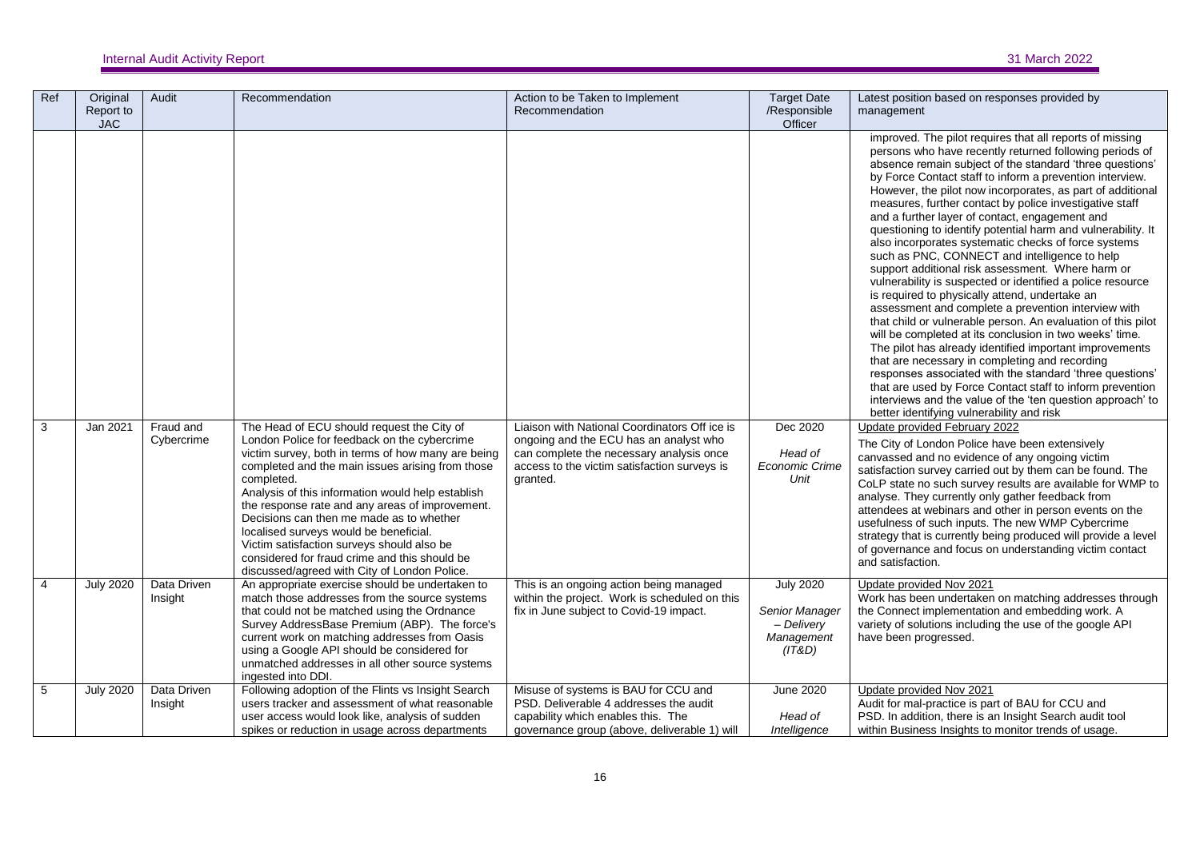| Ref | Original Report to JAC | Audit | Recommendation | Action to be Taken to Implement Recommendation | Target Date /Responsible Officer | Latest position based on responses provided by management |
|---|---|---|---|---|---|---|
| | | | | | | improved. The pilot requires that all reports of missing persons who have recently returned following periods of absence remain subject of the standard 'three questions' by Force Contact staff to inform a prevention interview. However, the pilot now incorporates, as part of additional measures, further contact by police investigative staff and a further layer of contact, engagement and questioning to identify potential harm and vulnerability. It also incorporates systematic checks of force systems such as PNC, CONNECT and intelligence to help support additional risk assessment. Where harm or vulnerability is suspected or identified a police resource is required to physically attend, undertake an assessment and complete a prevention interview with that child or vulnerable person. An evaluation of this pilot will be completed at its conclusion in two weeks' time. The pilot has already identified important improvements that are necessary in completing and recording responses associated with the standard 'three questions' that are used by Force Contact staff to inform prevention interviews and the value of the 'ten question approach' to better identifying vulnerability and risk |
| 3 | Jan 2021 | Fraud and Cybercrime | The Head of ECU should request the City of London Police for feedback on the cybercrime victim survey, both in terms of how many are being completed and the main issues arising from those completed.<br>Analysis of this information would help establish the response rate and any areas of improvement. Decisions can then me made as to whether localised surveys would be beneficial.<br>Victim satisfaction surveys should also be considered for fraud crime and this should be discussed/agreed with City of London Police. | Liaison with National Coordinators Off ice is ongoing and the ECU has an analyst who can complete the necessary analysis once access to the victim satisfaction surveys is granted. | Dec 2020<br><br>*Head of Economic Crime Unit* | Update provided February 2022<br>The City of London Police have been extensively canvassed and no evidence of any ongoing victim satisfaction survey carried out by them can be found. The CoLP state no such survey results are available for WMP to analyse. They currently only gather feedback from attendees at webinars and other in person events on the usefulness of such inputs. The new WMP Cybercrime strategy that is currently being produced will provide a level of governance and focus on understanding victim contact and satisfaction. |
| 4 | July 2020 | Data Driven Insight | An appropriate exercise should be undertaken to match those addresses from the source systems that could not be matched using the Ordnance Survey AddressBase Premium (ABP). The force's current work on matching addresses from Oasis using a Google API should be considered for unmatched addresses in all other source systems ingested into DDI. | This is an ongoing action being managed within the project. Work is scheduled on this fix in June subject to Covid-19 impact. | July 2020<br><br>*Senior Manager – Delivery Management (IT&D)* | Update provided Nov 2021<br>Work has been undertaken on matching addresses through the Connect implementation and embedding work. A variety of solutions including the use of the google API have been progressed. |
| 5 | July 2020 | Data Driven Insight | Following adoption of the Flints vs Insight Search users tracker and assessment of what reasonable user access would look like, analysis of sudden spikes or reduction in usage across departments | Misuse of systems is BAU for CCU and PSD. Deliverable 4 addresses the audit capability which enables this. The governance group (above, deliverable 1) will | June 2020<br><br>*Head of Intelligence* | Update provided Nov 2021<br>Audit for mal-practice is part of BAU for CCU and PSD. In addition, there is an Insight Search audit tool within Business Insights to monitor trends of usage. |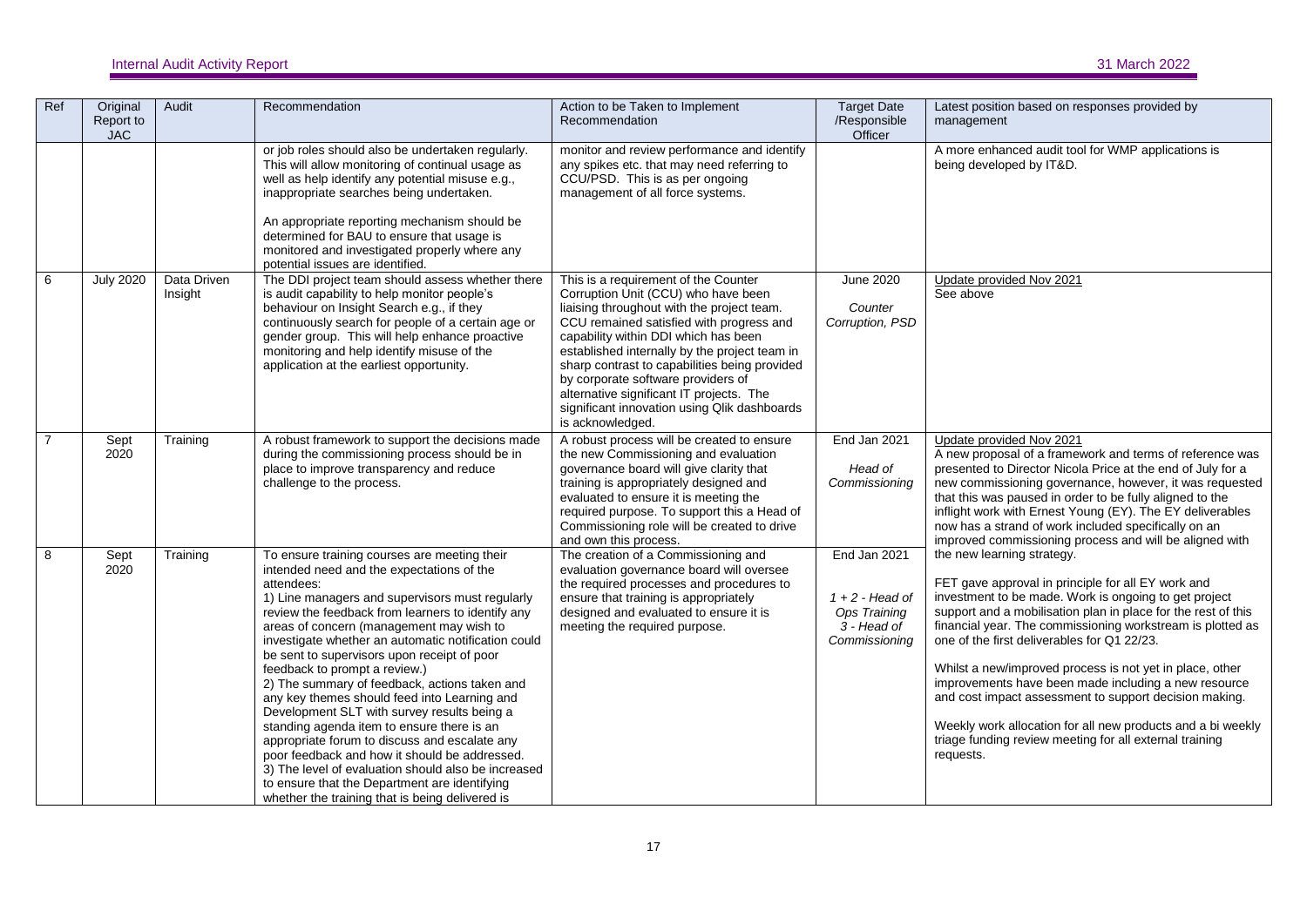| Ref | Original Report to JAC | Audit | Recommendation | Action to be Taken to Implement Recommendation | Target Date /Responsible Officer | Latest position based on responses provided by management |
|---|---|---|---|---|---|---|
| | | | or job roles should also be undertaken regularly. This will allow monitoring of continual usage as well as help identify any potential misuse e.g., inappropriate searches being undertaken.<br><br>An appropriate reporting mechanism should be determined for BAU to ensure that usage is monitored and investigated properly where any potential issues are identified. | monitor and review performance and identify any spikes etc. that may need referring to CCU/PSD. This is as per ongoing management of all force systems. | | A more enhanced audit tool for WMP applications is being developed by IT&D. |
| 6 | July 2020 | Data Driven Insight | The DDI project team should assess whether there is audit capability to help monitor people's behaviour on Insight Search e.g., if they continuously search for people of a certain age or gender group. This will help enhance proactive monitoring and help identify misuse of the application at the earliest opportunity. | This is a requirement of the Counter Corruption Unit (CCU) who have been liaising throughout with the project team. CCU remained satisfied with progress and capability within DDI which has been established internally by the project team in sharp contrast to capabilities being provided by corporate software providers of alternative significant IT projects. The significant innovation using Qlik dashboards is acknowledged. | June 2020<br><br>*Counter Corruption, PSD* | Update provided Nov 2021<br>See above |
| 7 | Sept 2020 | Training | A robust framework to support the decisions made during the commissioning process should be in place to improve transparency and reduce challenge to the process. | A robust process will be created to ensure the new Commissioning and evaluation governance board will give clarity that training is appropriately designed and evaluated to ensure it is meeting the required purpose. To support this a Head of Commissioning role will be created to drive and own this process. | End Jan 2021<br><br>*Head of Commissioning* | Update provided Nov 2021<br>A new proposal of a framework and terms of reference was presented to Director Nicola Price at the end of July for a new commissioning governance, however, it was requested that this was paused in order to be fully aligned to the inflight work with Ernest Young (EY). The EY deliverables now has a strand of work included specifically on an improved commissioning process and will be aligned with the new learning strategy.<br><br>FET gave approval in principle for all EY work and investment to be made. Work is ongoing to get project support and a mobilisation plan in place for the rest of this financial year. The commissioning workstream is plotted as one of the first deliverables for Q1 22/23.<br><br>Whilst a new/improved process is not yet in place, other improvements have been made including a new resource and cost impact assessment to support decision making.<br><br>Weekly work allocation for all new products and a bi weekly triage funding review meeting for all external training requests. |
| 8 | Sept 2020 | Training | To ensure training courses are meeting their intended need and the expectations of the attendees:<br>1) Line managers and supervisors must regularly review the feedback from learners to identify any areas of concern (management may wish to investigate whether an automatic notification could be sent to supervisors upon receipt of poor feedback to prompt a review.)<br>2) The summary of feedback, actions taken and any key themes should feed into Learning and Development SLT with survey results being a standing agenda item to ensure there is an appropriate forum to discuss and escalate any poor feedback and how it should be addressed.<br>3) The level of evaluation should also be increased to ensure that the Department are identifying whether the training that is being delivered is | The creation of a Commissioning and evaluation governance board will oversee the required processes and procedures to ensure that training is appropriately designed and evaluated to ensure it is meeting the required purpose. | End Jan 2021<br><br>*1 + 2 - Head of Ops Training*<br>*3 - Head of Commissioning* | |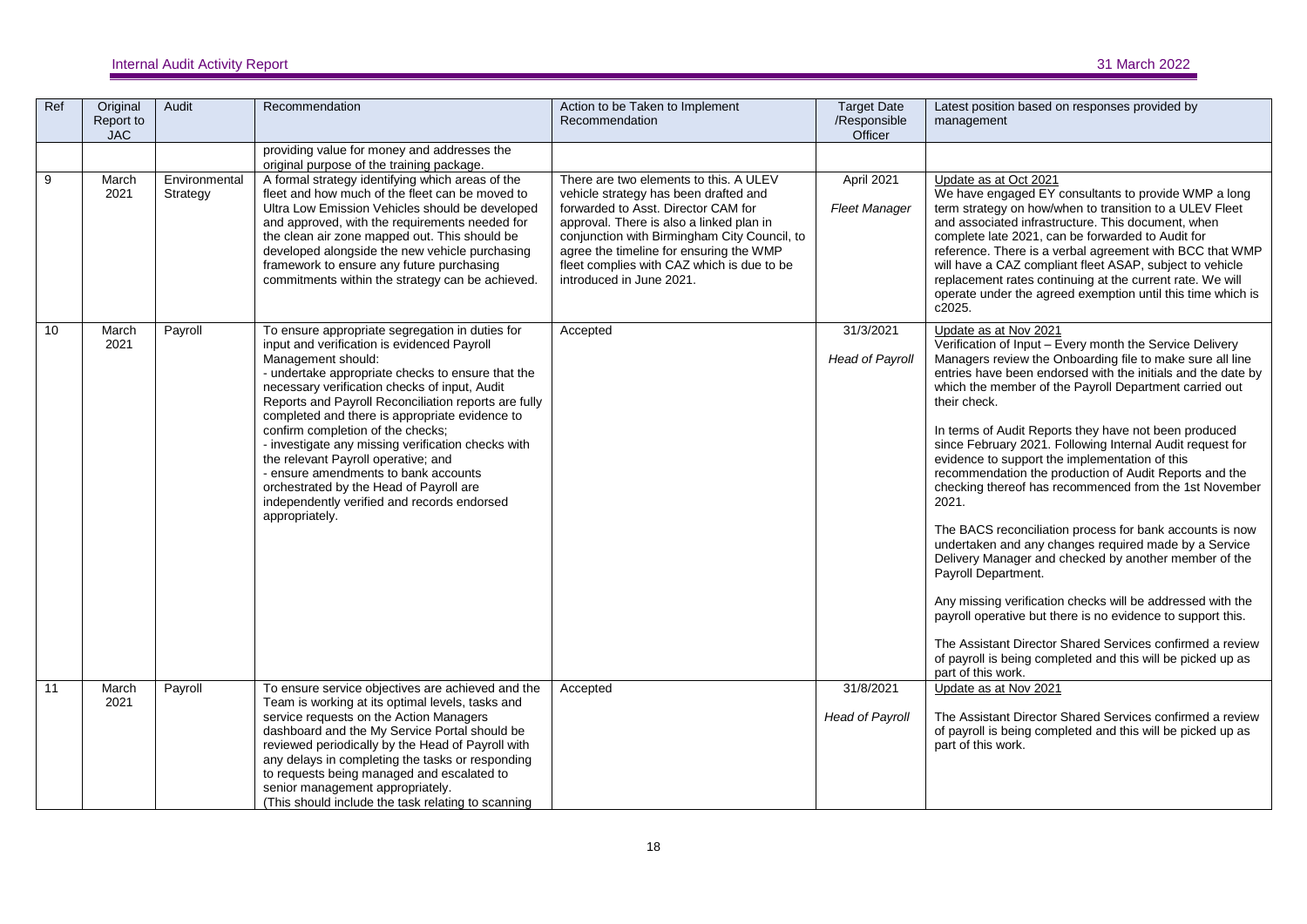| Ref | Original Report to JAC | Audit | Recommendation | Action to be Taken to Implement Recommendation | Target Date /Responsible Officer | Latest position based on responses provided by management |
|---|---|---|---|---|---|---|
| | | | providing value for money and addresses the original purpose of the training package. | | | |
| 9 | March 2021 | Environmental Strategy | A formal strategy identifying which areas of the fleet and how much of the fleet can be moved to Ultra Low Emission Vehicles should be developed and approved, with the requirements needed for the clean air zone mapped out. This should be developed alongside the new vehicle purchasing framework to ensure any future purchasing commitments within the strategy can be achieved. | There are two elements to this. A ULEV vehicle strategy has been drafted and forwarded to Asst. Director CAM for approval. There is also a linked plan in conjunction with Birmingham City Council, to agree the timeline for ensuring the WMP fleet complies with CAZ which is due to be introduced in June 2021. | April 2021<br><br>*Fleet Manager* | Update as at Oct 2021<br>We have engaged EY consultants to provide WMP a long term strategy on how/when to transition to a ULEV Fleet and associated infrastructure. This document, when complete late 2021, can be forwarded to Audit for reference. There is a verbal agreement with BCC that WMP will have a CAZ compliant fleet ASAP, subject to vehicle replacement rates continuing at the current rate. We will operate under the agreed exemption until this time which is c2025. |
| 10 | March 2021 | Payroll | To ensure appropriate segregation in duties for input and verification is evidenced Payroll Management should:<br>- undertake appropriate checks to ensure that the necessary verification checks of input, Audit Reports and Payroll Reconciliation reports are fully completed and there is appropriate evidence to confirm completion of the checks;<br>- investigate any missing verification checks with the relevant Payroll operative; and<br>- ensure amendments to bank accounts orchestrated by the Head of Payroll are independently verified and records endorsed appropriately. | Accepted | 31/3/2021<br><br>*Head of Payroll* | Update as at Nov 2021<br>Verification of Input – Every month the Service Delivery Managers review the Onboarding file to make sure all line entries have been endorsed with the initials and the date by which the member of the Payroll Department carried out their check.<br><br>In terms of Audit Reports they have not been produced since February 2021. Following Internal Audit request for evidence to support the implementation of this recommendation the production of Audit Reports and the checking thereof has recommenced from the 1st November 2021.<br><br>The BACS reconciliation process for bank accounts is now undertaken and any changes required made by a Service Delivery Manager and checked by another member of the Payroll Department.<br><br>Any missing verification checks will be addressed with the payroll operative but there is no evidence to support this.<br><br>The Assistant Director Shared Services confirmed a review of payroll is being completed and this will be picked up as part of this work. |
| 11 | March 2021 | Payroll | To ensure service objectives are achieved and the Team is working at its optimal levels, tasks and service requests on the Action Managers dashboard and the My Service Portal should be reviewed periodically by the Head of Payroll with any delays in completing the tasks or responding to requests being managed and escalated to senior management appropriately.<br>(This should include the task relating to scanning | Accepted | 31/8/2021<br><br>*Head of Payroll* | Update as at Nov 2021<br><br>The Assistant Director Shared Services confirmed a review of payroll is being completed and this will be picked up as part of this work. |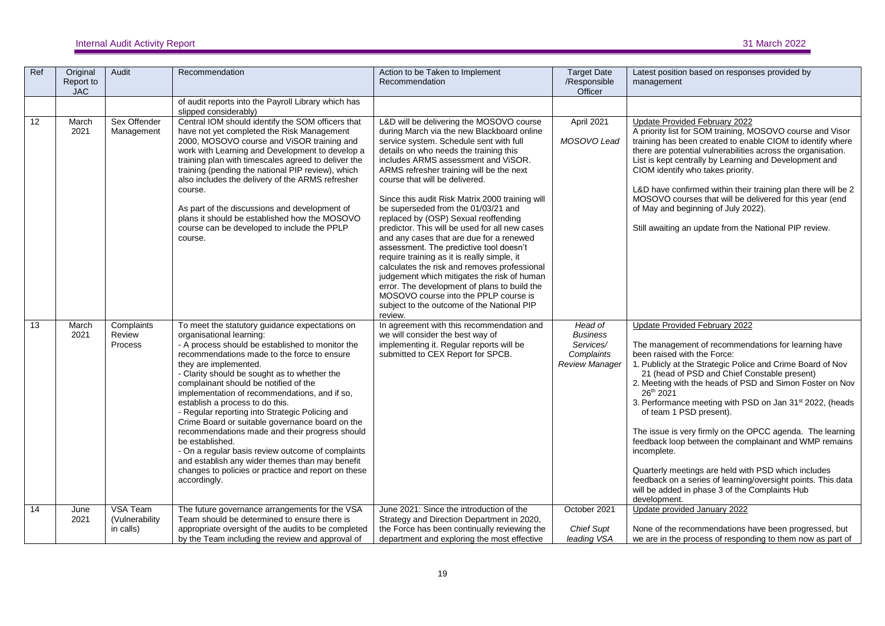| Ref | Original Report to JAC | Audit | Recommendation | Action to be Taken to Implement Recommendation | Target Date /Responsible Officer | Latest position based on responses provided by management |
|---|---|---|---|---|---|---|
| | | | of audit reports into the Payroll Library which has slipped considerably) | | | |
| 12 | March 2021 | Sex Offender Management | Central IOM should identify the SOM officers that have not yet completed the Risk Management 2000, MOSOVO course and ViSOR training and work with Learning and Development to develop a training plan with timescales agreed to deliver the training (pending the national PIP review), which also includes the delivery of the ARMS refresher course.<br><br>As part of the discussions and development of plans it should be established how the MOSOVO course can be developed to include the PPLP course. | L&D will be delivering the MOSOVO course during March via the new Blackboard online service system. Schedule sent with full details on who needs the training this includes ARMS assessment and ViSOR. ARMS refresher training will be the next course that will be delivered.<br><br>Since this audit Risk Matrix 2000 training will be superseded from the 01/03/21 and replaced by (OSP) Sexual reoffending predictor. This will be used for all new cases and any cases that are due for a renewed assessment. The predictive tool doesn't require training as it is really simple, it calculates the risk and removes professional judgement which mitigates the risk of human error. The development of plans to build the MOSOVO course into the PPLP course is subject to the outcome of the National PIP review. | April 2021<br><br>*MOSOVO Lead* | Update Provided February 2022<br>A priority list for SOM training, MOSOVO course and Visor training has been created to enable CIOM to identify where there are potential vulnerabilities across the organisation. List is kept centrally by Learning and Development and CIOM identify who takes priority.<br><br>L&D have confirmed within their training plan there will be 2 MOSOVO courses that will be delivered for this year (end of May and beginning of July 2022).<br><br>Still awaiting an update from the National PIP review. |
| 13 | March 2021 | Complaints Review Process | To meet the statutory guidance expectations on organisational learning:<br>- A process should be established to monitor the recommendations made to the force to ensure they are implemented.<br>- Clarity should be sought as to whether the complainant should be notified of the implementation of recommendations, and if so, establish a process to do this.<br>- Regular reporting into Strategic Policing and Crime Board or suitable governance board on the recommendations made and their progress should be established.<br>- On a regular basis review outcome of complaints and establish any wider themes than may benefit changes to policies or practice and report on these accordingly. | In agreement with this recommendation and we will consider the best way of implementing it. Regular reports will be submitted to CEX Report for SPCB. | *Head of Business Services/ Complaints Review Manager* | Update Provided February 2022<br><br>The management of recommendations for learning have been raised with the Force:<br>1. Publicly at the Strategic Police and Crime Board of Nov 21 (head of PSD and Chief Constable present)<br>2. Meeting with the heads of PSD and Simon Foster on Nov 26th 2021<br>3. Performance meeting with PSD on Jan 31st 2022, (heads of team 1 PSD present).<br><br>The issue is very firmly on the OPCC agenda. The learning feedback loop between the complainant and WMP remains incomplete.<br><br>Quarterly meetings are held with PSD which includes feedback on a series of learning/oversight points. This data will be added in phase 3 of the Complaints Hub development. |
| 14 | June 2021 | VSA Team (Vulnerability in calls) | The future governance arrangements for the VSA Team should be determined to ensure there is appropriate oversight of the audits to be completed by the Team including the review and approval of | June 2021: Since the introduction of the Strategy and Direction Department in 2020, the Force has been continually reviewing the department and exploring the most effective | October 2021<br><br>*Chief Supt leading VSA* | Update provided January 2022<br><br>None of the recommendations have been progressed, but we are in the process of responding to them now as part of |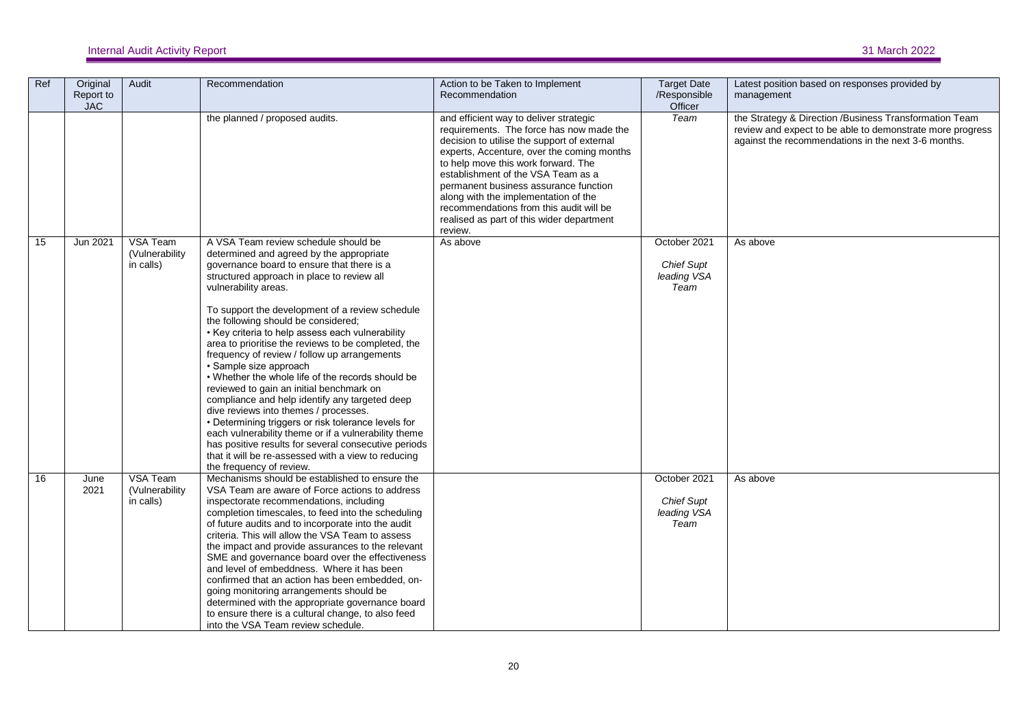| Ref | Original Report to JAC | Audit | Recommendation | Action to be Taken to Implement Recommendation | Target Date /Responsible Officer | Latest position based on responses provided by management |
|---|---|---|---|---|---|---|
| | | | the planned / proposed audits. | and efficient way to deliver strategic requirements. The force has now made the decision to utilise the support of external experts, Accenture, over the coming months to help move this work forward. The establishment of the VSA Team as a permanent business assurance function along with the implementation of the recommendations from this audit will be realised as part of this wider department review. | *Team* | the Strategy & Direction /Business Transformation Team review and expect to be able to demonstrate more progress against the recommendations in the next 3-6 months. |
| 15 | Jun 2021 | VSA Team (Vulnerability in calls) | A VSA Team review schedule should be determined and agreed by the appropriate governance board to ensure that there is a structured approach in place to review all vulnerability areas.<br><br>To support the development of a review schedule the following should be considered;<br>• Key criteria to help assess each vulnerability area to prioritise the reviews to be completed, the frequency of review / follow up arrangements<br>• Sample size approach<br>• Whether the whole life of the records should be reviewed to gain an initial benchmark on compliance and help identify any targeted deep dive reviews into themes / processes.<br>• Determining triggers or risk tolerance levels for each vulnerability theme or if a vulnerability theme has positive results for several consecutive periods that it will be re-assessed with a view to reducing the frequency of review. | As above | October 2021<br><br>*Chief Supt leading VSA Team* | As above |
| 16 | June 2021 | VSA Team (Vulnerability in calls) | Mechanisms should be established to ensure the VSA Team are aware of Force actions to address inspectorate recommendations, including completion timescales, to feed into the scheduling of future audits and to incorporate into the audit criteria. This will allow the VSA Team to assess the impact and provide assurances to the relevant SME and governance board over the effectiveness and level of embeddness. Where it has been confirmed that an action has been embedded, on-going monitoring arrangements should be determined with the appropriate governance board to ensure there is a cultural change, to also feed into the VSA Team review schedule. | | October 2021<br><br>*Chief Supt leading VSA Team* | As above |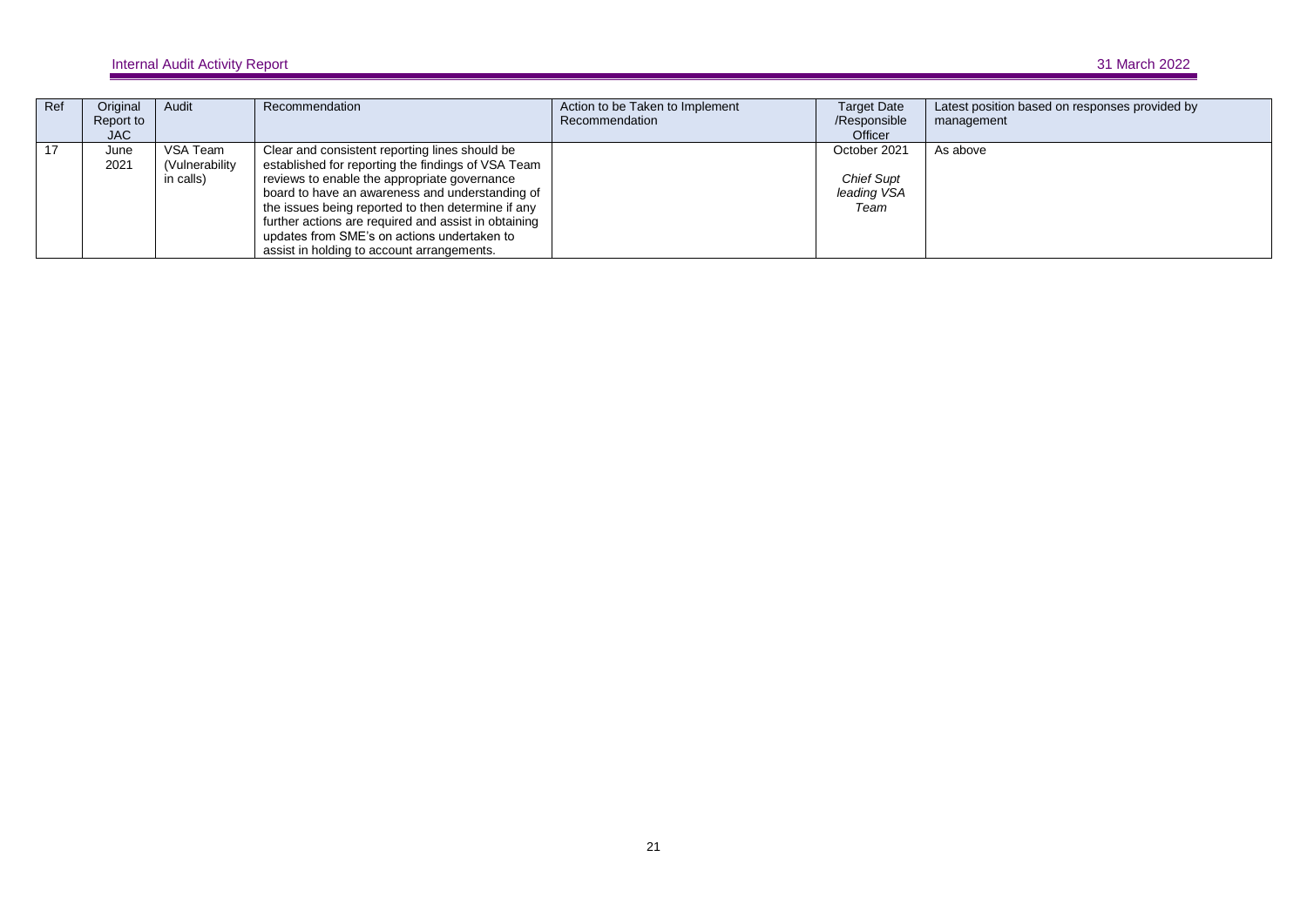| Ref | Original Report to JAC | Audit | Recommendation | Action to be Taken to Implement Recommendation | Target Date /Responsible Officer | Latest position based on responses provided by management |
|---|---|---|---|---|---|---|
| 17 | June 2021 | VSA Team (Vulnerability in calls) | Clear and consistent reporting lines should be established for reporting the findings of VSA Team reviews to enable the appropriate governance board to have an awareness and understanding of the issues being reported to then determine if any further actions are required and assist in obtaining updates from SME's on actions undertaken to assist in holding to account arrangements. | | October 2021 *Chief Supt leading VSA Team* | As above |